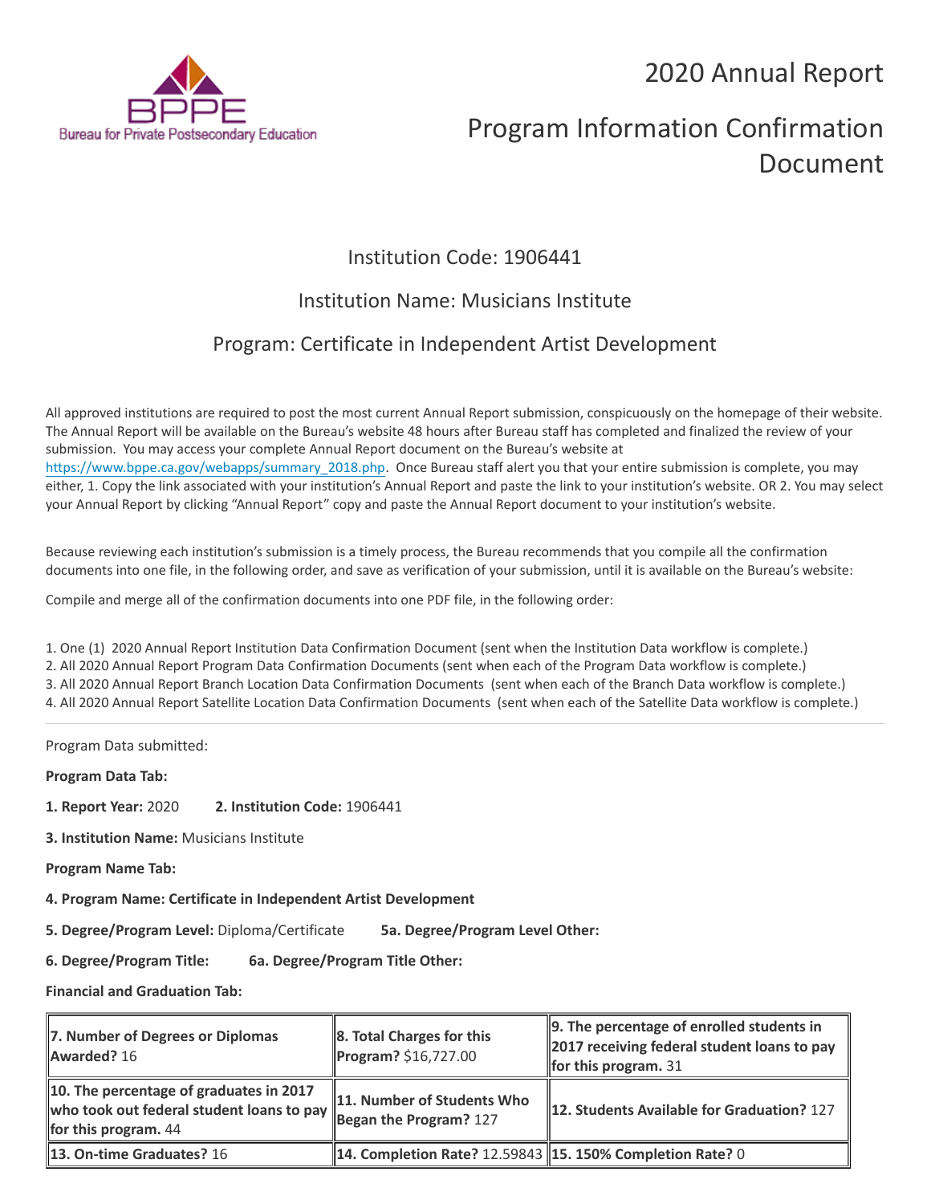# 2020 Annual Report

# Program Information Confirmation Document

## Institution Code: 1906441

## Institution Name: Musicians Institute

## Program: Certificate in Independent Artist Development

All approved institutions are required to post the most current Annual Report submission, conspicuously on the homepage of their website. The Annual Report will be available on the Bureau's website 48 hours after Bureau staff has completed and finalized the review of your submission. You may access your complete Annual Report document on the Bureau's website at https://www.bppe.ca.gov/webapps/summary_2018.php. Once Bureau staff alert you that your entire submission is complete, you may either, 1. Copy the link associated with your institution's Annual Report and paste the link to your institution's website. OR 2. You may select your Annual Report by clicking "Annual Report" copy and paste the Annual Report document to your institution's website.

Because reviewing each institution's submission is a timely process, the Bureau recommends that you compile all the confirmation documents into one file, in the following order, and save as verification of your submission, until it is available on the Bureau's website:

Compile and merge all of the confirmation documents into one PDF file, in the following order:

1. One (1) 2020 Annual Report Institution Data Confirmation Document (sent when the Institution Data workflow is complete.)
2. All 2020 Annual Report Program Data Confirmation Documents (sent when each of the Program Data workflow is complete.)
3. All 2020 Annual Report Branch Location Data Confirmation Documents (sent when each of the Branch Data workflow is complete.)
4. All 2020 Annual Report Satellite Location Data Confirmation Documents (sent when each of the Satellite Data workflow is complete.)

---

Program Data submitted:

**Program Data Tab:**

**1. Report Year:** 2020 **2. Institution Code:** 1906441

**3. Institution Name:** Musicians Institute

**Program Name Tab:**

**4. Program Name: Certificate in Independent Artist Development**

**5. Degree/Program Level:** Diploma/Certificate **5a. Degree/Program Level Other:**

**6. Degree/Program Title:** **6a. Degree/Program Title Other:**

**Financial and Graduation Tab:**

| | | |
|---|---|---|
| **7. Number of Degrees or Diplomas Awarded?** 16 | **8. Total Charges for this Program?** $16,727.00 | **9. The percentage of enrolled students in 2017 receiving federal student loans to pay for this program.** 31 |
| **10. The percentage of graduates in 2017 who took out federal student loans to pay for this program.** 44 | **11. Number of Students Who Began the Program?** 127 | **12. Students Available for Graduation?** 127 |
| **13. On-time Graduates?** 16 | **14. Completion Rate?** 12.59843 | **15. 150% Completion Rate?** 0 |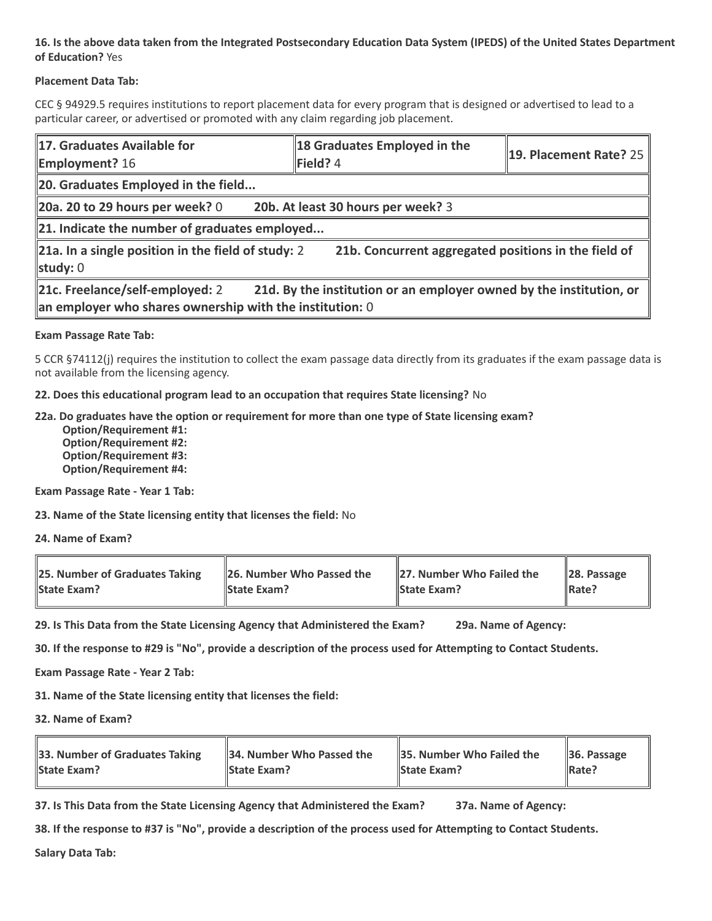**16. Is the above data taken from the Integrated Postsecondary Education Data System (IPEDS) of the United States Department of Education?** Yes

**Placement Data Tab:**

CEC § 94929.5 requires institutions to report placement data for every program that is designed or advertised to lead to a particular career, or advertised or promoted with any claim regarding job placement.

| **17. Graduates Available for Employment?** 16 | **18 Graduates Employed in the Field?** 4 | **19. Placement Rate?** 25 |
|---|---|---|
| **20. Graduates Employed in the field...** | | |
| **20a. 20 to 29 hours per week?** 0 **20b. At least 30 hours per week?** 3 | | |
| **21. Indicate the number of graduates employed...** | | |
| **21a. In a single position in the field of study:** 2 **21b. Concurrent aggregated positions in the field of study:** 0 | | |
| **21c. Freelance/self-employed:** 2 **21d. By the institution or an employer owned by the institution, or an employer who shares ownership with the institution:** 0 | | |

**Exam Passage Rate Tab:**

5 CCR §74112(j) requires the institution to collect the exam passage data directly from its graduates if the exam passage data is not available from the licensing agency.

**22. Does this educational program lead to an occupation that requires State licensing?** No

**22a. Do graduates have the option or requirement for more than one type of State licensing exam?**

- **Option/Requirement #1:**
- **Option/Requirement #2:**
- **Option/Requirement #3:**
- **Option/Requirement #4:**

**Exam Passage Rate - Year 1 Tab:**

**23. Name of the State licensing entity that licenses the field:** No

**24. Name of Exam?**

| **25. Number of Graduates Taking State Exam?** | **26. Number Who Passed the State Exam?** | **27. Number Who Failed the State Exam?** | **28. Passage Rate?** |
|---|---|---|---|

**29. Is This Data from the State Licensing Agency that Administered the Exam?** **29a. Name of Agency:**

**30. If the response to #29 is "No", provide a description of the process used for Attempting to Contact Students.**

**Exam Passage Rate - Year 2 Tab:**

**31. Name of the State licensing entity that licenses the field:**

**32. Name of Exam?**

| **33. Number of Graduates Taking State Exam?** | **34. Number Who Passed the State Exam?** | **35. Number Who Failed the State Exam?** | **36. Passage Rate?** |
|---|---|---|---|

**37. Is This Data from the State Licensing Agency that Administered the Exam?** **37a. Name of Agency:**

**38. If the response to #37 is "No", provide a description of the process used for Attempting to Contact Students.**

**Salary Data Tab:**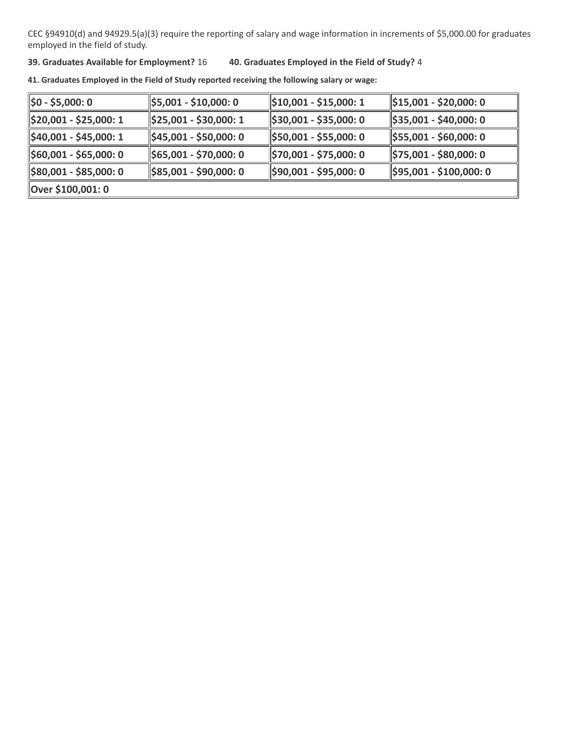CEC §94910(d) and 94929.5(a)(3) require the reporting of salary and wage information in increments of $5,000.00 for graduates employed in the field of study.

**39. Graduates Available for Employment?** 16 **40. Graduates Employed in the Field of Study?** 4

**41. Graduates Employed in the Field of Study reported receiving the following salary or wage:**

| | | | |
|---|---|---|---|
| **$0 - $5,000: 0** | **$5,001 - $10,000: 0** | **$10,001 - $15,000: 1** | **$15,001 - $20,000: 0** |
| **$20,001 - $25,000: 1** | **$25,001 - $30,000: 1** | **$30,001 - $35,000: 0** | **$35,001 - $40,000: 0** |
| **$40,001 - $45,000: 1** | **$45,001 - $50,000: 0** | **$50,001 - $55,000: 0** | **$55,001 - $60,000: 0** |
| **$60,001 - $65,000: 0** | **$65,001 - $70,000: 0** | **$70,001 - $75,000: 0** | **$75,001 - $80,000: 0** |
| **$80,001 - $85,000: 0** | **$85,001 - $90,000: 0** | **$90,001 - $95,000: 0** | **$95,001 - $100,000: 0** |
| **Over $100,001: 0** | | | |